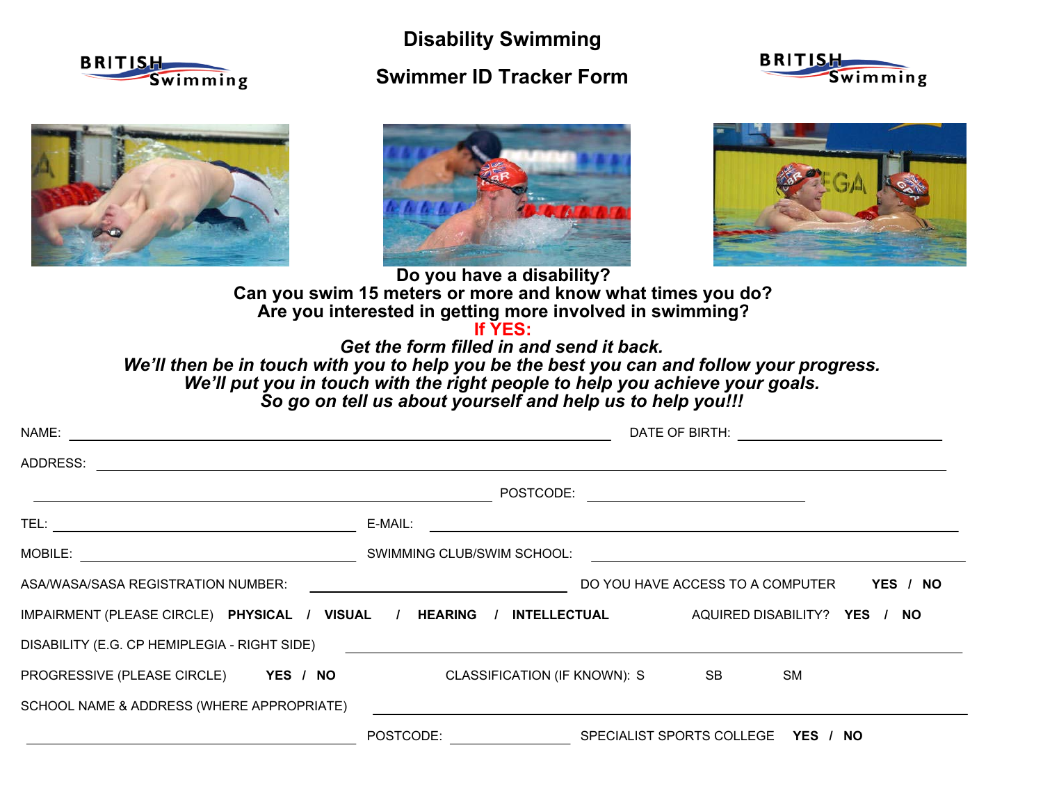# Disability Swimming

## Swimmer ID Tracker Form

**Do you have a disability?**
**Can you swim 15 meters or more and know what times you do?**
**Are you interested in getting more involved in swimming?**
**If YES:**
***Get the form filled in and send it back.***
***We'll then be in touch with you to help you be the best you can and follow your progress.***
***We'll put you in touch with the right people to help you achieve your goals.***
***So go on tell us about yourself and help us to help you!!!***

NAME: ______________________________ DATE OF BIRTH: ______________

ADDRESS: ____________________________________________

______________________________ POSTCODE: ______________

TEL: ______________ E-MAIL: ______________________________

MOBILE: ______________ SWIMMING CLUB/SWIM SCHOOL: ______________________________

ASA/WASA/SASA REGISTRATION NUMBER: ______________ DO YOU HAVE ACCESS TO A COMPUTER **YES / NO**

IMPAIRMENT (PLEASE CIRCLE) **PHYSICAL / VISUAL / HEARING / INTELLECTUAL** AQUIRED DISABILITY? **YES / NO**

DISABILITY (E.G. CP HEMIPLEGIA - RIGHT SIDE) ______________________________

PROGRESSIVE (PLEASE CIRCLE) **YES / NO** CLASSIFICATION (IF KNOWN): S SB SM

SCHOOL NAME & ADDRESS (WHERE APPROPRIATE) ______________________________

______________________________ POSTCODE: ______________ SPECIALIST SPORTS COLLEGE **YES / NO**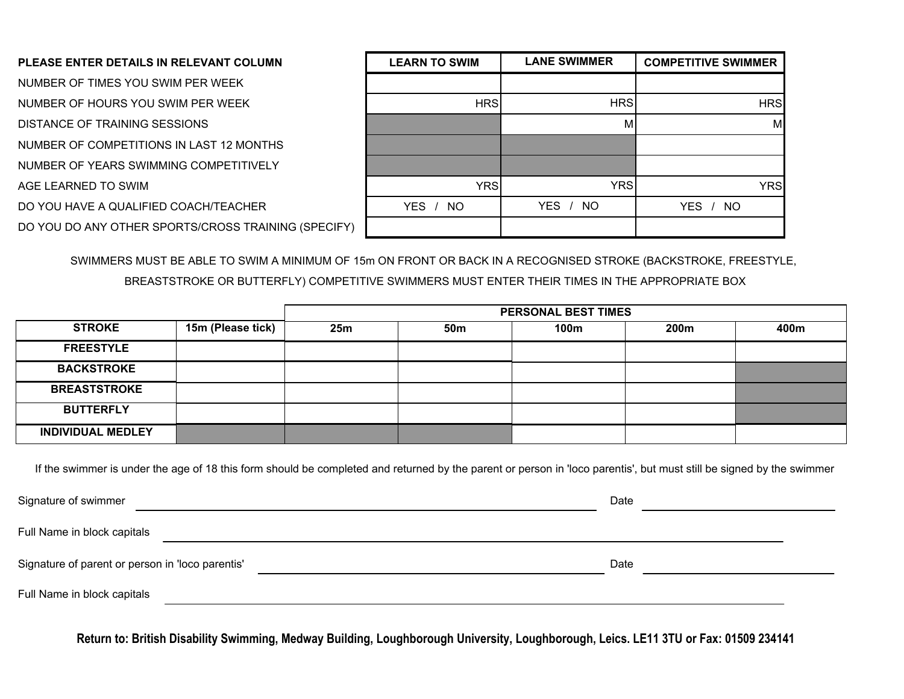| PLEASE ENTER DETAILS IN RELEVANT COLUMN | LEARN TO SWIM | LANE SWIMMER | COMPETITIVE SWIMMER |
|---|---|---|---|
| NUMBER OF TIMES YOU SWIM PER WEEK | | | |
| NUMBER OF HOURS YOU SWIM PER WEEK | HRS | HRS | HRS |
| DISTANCE OF TRAINING SESSIONS | | M | M |
| NUMBER OF COMPETITIONS IN LAST 12 MONTHS | | | |
| NUMBER OF YEARS SWIMMING COMPETITIVELY | | | |
| AGE LEARNED TO SWIM | YRS | YRS | YRS |
| DO YOU HAVE A QUALIFIED COACH/TEACHER | YES / NO | YES / NO | YES / NO |
| DO YOU DO ANY OTHER SPORTS/CROSS TRAINING (SPECIFY) | | | |

SWIMMERS MUST BE ABLE TO SWIM A MINIMUM OF 15m ON FRONT OR BACK IN A RECOGNISED STROKE (BACKSTROKE, FREESTYLE, BREASTSTROKE OR BUTTERFLY) COMPETITIVE SWIMMERS MUST ENTER THEIR TIMES IN THE APPROPRIATE BOX

| | | PERSONAL BEST TIMES | | | | |
|---|---|---|---|---|---|---|
| STROKE | 15m (Please tick) | 25m | 50m | 100m | 200m | 400m |
| FREESTYLE | | | | | | |
| BACKSTROKE | | | | | | |
| BREASTSTROKE | | | | | | |
| BUTTERFLY | | | | | | |
| INDIVIDUAL MEDLEY | | | | | | |

If the swimmer is under the age of 18 this form should be completed and returned by the parent or person in 'loco parentis', but must still be signed by the swimmer

Signature of swimmer ______________________________ Date ______________

Full Name in block capitals ______________________________

Signature of parent or person in 'loco parentis' ______________________________ Date ______________

Full Name in block capitals ______________________________

**Return to: British Disability Swimming, Medway Building, Loughborough University, Loughborough, Leics. LE11 3TU or Fax: 01509 234141**